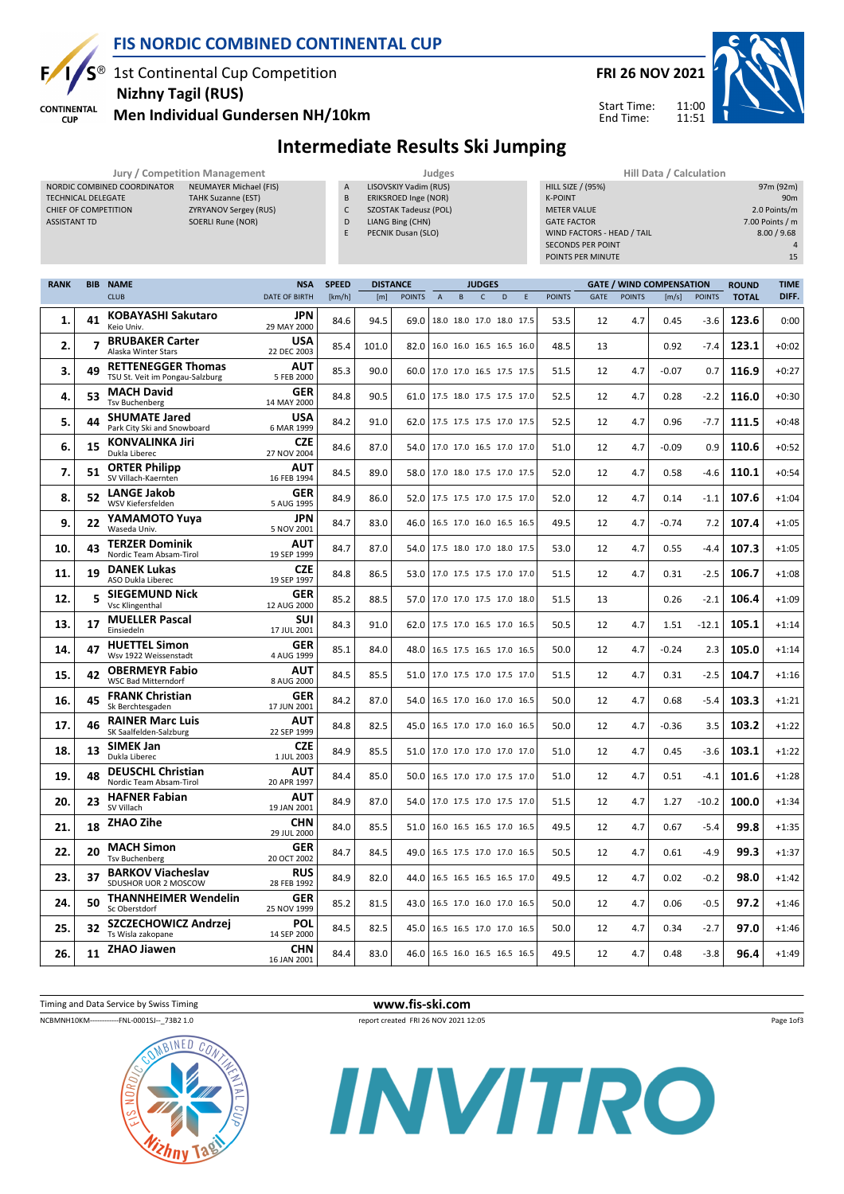# FIS NORDIC COMBINED CONTINENTAL CUP

1st Continental Cup Competition
**Nizhny Tagil (RUS)**
**Men Individual Gundersen NH/10km**

**FRI 26 NOV 2021**

Start Time: 11:00
End Time: 11:51

## Intermediate Results Ski Jumping

| Jury / Competition Management | |
|---|---|
| NORDIC COMBINED COORDINATOR | NEUMAYER Michael (FIS) |
| TECHNICAL DELEGATE | TAHK Suzanne (EST) |
| CHIEF OF COMPETITION | ZYRYANOV Sergey (RUS) |
| ASSISTANT TD | SOERLI Rune (NOR) |

| Judges | |
|---|---|
| A | LISOVSKIY Vadim (RUS) |
| B | ERIKSROED Inge (NOR) |
| C | SZOSTAK Tadeusz (POL) |
| D | LIANG Bing (CHN) |
| E | PECNIK Dusan (SLO) |

| Hill Data / Calculation | |
|---|---|
| HILL SIZE / (95%) | 97m (92m) |
| K-POINT | 90m |
| METER VALUE | 2.0 Points/m |
| GATE FACTOR | 7.00 Points / m |
| WIND FACTORS - HEAD / TAIL | 8.00 / 9.68 |
| SECONDS PER POINT | 4 |
| POINTS PER MINUTE | 15 |

| RANK | BIB | NAME / CLUB | NSA / DATE OF BIRTH | SPEED [km/h] | DISTANCE [m] | DISTANCE POINTS | A | B | C | D | E | JUDGES POINTS | GATE | GATE POINTS | WIND [m/s] | WIND POINTS | ROUND TOTAL | TIME DIFF. |
|---|---|---|---|---|---|---|---|---|---|---|---|---|---|---|---|---|---|---|
| 1. | 41 | **KOBAYASHI Sakutaro** Keio Univ. | JPN 29 MAY 2000 | 84.6 | 94.5 | 69.0 | 18.0 | 18.0 | 17.0 | 18.0 | 17.5 | 53.5 | 12 | 4.7 | 0.45 | -3.6 | 123.6 | 0:00 |
| 2. | 7 | **BRUBAKER Carter** Alaska Winter Stars | USA 22 DEC 2003 | 85.4 | 101.0 | 82.0 | 16.0 | 16.0 | 16.5 | 16.5 | 16.0 | 48.5 | 13 | | 0.92 | -7.4 | 123.1 | +0:02 |
| 3. | 49 | **RETTENEGGER Thomas** TSU St. Veit im Pongau-Salzburg | AUT 5 FEB 2000 | 85.3 | 90.0 | 60.0 | 17.0 | 17.0 | 16.5 | 17.5 | 17.5 | 51.5 | 12 | 4.7 | -0.07 | 0.7 | 116.9 | +0:27 |
| 4. | 53 | **MACH David** Tsv Buchenberg | GER 14 MAY 2000 | 84.8 | 90.5 | 61.0 | 17.5 | 18.0 | 17.5 | 17.5 | 17.0 | 52.5 | 12 | 4.7 | 0.28 | -2.2 | 116.0 | +0:30 |
| 5. | 44 | **SHUMATE Jared** Park City Ski and Snowboard | USA 6 MAR 1999 | 84.2 | 91.0 | 62.0 | 17.5 | 17.5 | 17.5 | 17.0 | 17.5 | 52.5 | 12 | 4.7 | 0.96 | -7.7 | 111.5 | +0:48 |
| 6. | 15 | **KONVALINKA Jiri** Dukla Liberec | CZE 27 NOV 2004 | 84.6 | 87.0 | 54.0 | 17.0 | 17.0 | 16.5 | 17.0 | 17.0 | 51.0 | 12 | 4.7 | -0.09 | 0.9 | 110.6 | +0:52 |
| 7. | 51 | **ORTER Philipp** SV Villach-Kaernten | AUT 16 FEB 1994 | 84.5 | 89.0 | 58.0 | 17.0 | 18.0 | 17.5 | 17.0 | 17.5 | 52.0 | 12 | 4.7 | 0.58 | -4.6 | 110.1 | +0:54 |
| 8. | 52 | **LANGE Jakob** WSV Kiefersfelden | GER 5 AUG 1995 | 84.9 | 86.0 | 52.0 | 17.5 | 17.5 | 17.0 | 17.5 | 17.0 | 52.0 | 12 | 4.7 | 0.14 | -1.1 | 107.6 | +1:04 |
| 9. | 22 | **YAMAMOTO Yuya** Waseda Univ. | JPN 5 NOV 2001 | 84.7 | 83.0 | 46.0 | 16.5 | 17.0 | 16.0 | 16.5 | 16.5 | 49.5 | 12 | 4.7 | -0.74 | 7.2 | 107.4 | +1:05 |
| 10. | 43 | **TERZER Dominik** Nordic Team Absam-Tirol | AUT 19 SEP 1999 | 84.7 | 87.0 | 54.0 | 17.5 | 18.0 | 17.0 | 18.0 | 17.5 | 53.0 | 12 | 4.7 | 0.55 | -4.4 | 107.3 | +1:05 |
| 11. | 19 | **DANEK Lukas** ASO Dukla Liberec | CZE 19 SEP 1997 | 84.8 | 86.5 | 53.0 | 17.0 | 17.5 | 17.5 | 17.0 | 17.0 | 51.5 | 12 | 4.7 | 0.31 | -2.5 | 106.7 | +1:08 |
| 12. | 5 | **SIEGEMUND Nick** Vsc Klingenthal | GER 12 AUG 2000 | 85.2 | 88.5 | 57.0 | 17.0 | 17.0 | 17.5 | 17.0 | 18.0 | 51.5 | 13 | | 0.26 | -2.1 | 106.4 | +1:09 |
| 13. | 17 | **MUELLER Pascal** Einsiedeln | SUI 17 JUL 2001 | 84.3 | 91.0 | 62.0 | 17.5 | 17.0 | 16.5 | 17.0 | 16.5 | 50.5 | 12 | 4.7 | 1.51 | -12.1 | 105.1 | +1:14 |
| 14. | 47 | **HUETTEL Simon** Wsv 1922 Weissenstadt | GER 4 AUG 1999 | 85.1 | 84.0 | 48.0 | 16.5 | 17.5 | 16.5 | 17.0 | 16.5 | 50.0 | 12 | 4.7 | -0.24 | 2.3 | 105.0 | +1:14 |
| 15. | 42 | **OBERMEYR Fabio** WSC Bad Mitterndorf | AUT 8 AUG 2000 | 84.5 | 85.5 | 51.0 | 17.0 | 17.5 | 17.0 | 17.5 | 17.0 | 51.5 | 12 | 4.7 | 0.31 | -2.5 | 104.7 | +1:16 |
| 16. | 45 | **FRANK Christian** Sk Berchtesgaden | GER 17 JUN 2001 | 84.2 | 87.0 | 54.0 | 16.5 | 17.0 | 16.0 | 17.0 | 16.5 | 50.0 | 12 | 4.7 | 0.68 | -5.4 | 103.3 | +1:21 |
| 17. | 46 | **RAINER Marc Luis** SK Saalfelden-Salzburg | AUT 22 SEP 1999 | 84.8 | 82.5 | 45.0 | 16.5 | 17.0 | 17.0 | 16.0 | 16.5 | 50.0 | 12 | 4.7 | -0.36 | 3.5 | 103.2 | +1:22 |
| 18. | 13 | **SIMEK Jan** Dukla Liberec | CZE 1 JUL 2003 | 84.9 | 85.5 | 51.0 | 17.0 | 17.0 | 17.0 | 17.0 | 17.0 | 51.0 | 12 | 4.7 | 0.45 | -3.6 | 103.1 | +1:22 |
| 19. | 48 | **DEUSCHL Christian** Nordic Team Absam-Tirol | AUT 20 APR 1997 | 84.4 | 85.0 | 50.0 | 16.5 | 17.0 | 17.0 | 17.5 | 17.0 | 51.0 | 12 | 4.7 | 0.51 | -4.1 | 101.6 | +1:28 |
| 20. | 23 | **HAFNER Fabian** SV Villach | AUT 19 JAN 2001 | 84.9 | 87.0 | 54.0 | 17.0 | 17.5 | 17.0 | 17.5 | 17.0 | 51.5 | 12 | 4.7 | 1.27 | -10.2 | 100.0 | +1:34 |
| 21. | 18 | **ZHAO Zihe** | CHN 29 JUL 2000 | 84.0 | 85.5 | 51.0 | 16.0 | 16.5 | 16.5 | 17.0 | 16.5 | 49.5 | 12 | 4.7 | 0.67 | -5.4 | 99.8 | +1:35 |
| 22. | 20 | **MACH Simon** Tsv Buchenberg | GER 20 OCT 2002 | 84.7 | 84.5 | 49.0 | 16.5 | 17.5 | 17.0 | 17.0 | 16.5 | 50.5 | 12 | 4.7 | 0.61 | -4.9 | 99.3 | +1:37 |
| 23. | 37 | **BARKOV Viacheslav** SDUSHOR UOR 2 MOSCOW | RUS 28 FEB 1992 | 84.9 | 82.0 | 44.0 | 16.5 | 16.5 | 16.5 | 16.5 | 17.0 | 49.5 | 12 | 4.7 | 0.02 | -0.2 | 98.0 | +1:42 |
| 24. | 50 | **THANNHEIMER Wendelin** Sc Oberstdorf | GER 25 NOV 1999 | 85.2 | 81.5 | 43.0 | 16.5 | 17.0 | 16.0 | 17.0 | 16.5 | 50.0 | 12 | 4.7 | 0.06 | -0.5 | 97.2 | +1:46 |
| 25. | 32 | **SZCZECHOWICZ Andrzej** Ts Wisla zakopane | POL 14 SEP 2000 | 84.5 | 82.5 | 45.0 | 16.5 | 16.5 | 17.0 | 17.0 | 16.5 | 50.0 | 12 | 4.7 | 0.34 | -2.7 | 97.0 | +1:46 |
| 26. | 11 | **ZHAO Jiawen** | CHN 16 JAN 2001 | 84.4 | 83.0 | 46.0 | 16.5 | 16.0 | 16.5 | 16.5 | 16.5 | 49.5 | 12 | 4.7 | 0.48 | -3.8 | 96.4 | +1:49 |

Timing and Data Service by Swiss Timing

www.fis-ski.com

NCBMNH10KM------------FNL-0001SJ--_73B2 1.0 report created FRI 26 NOV 2021 12:05

INVITRO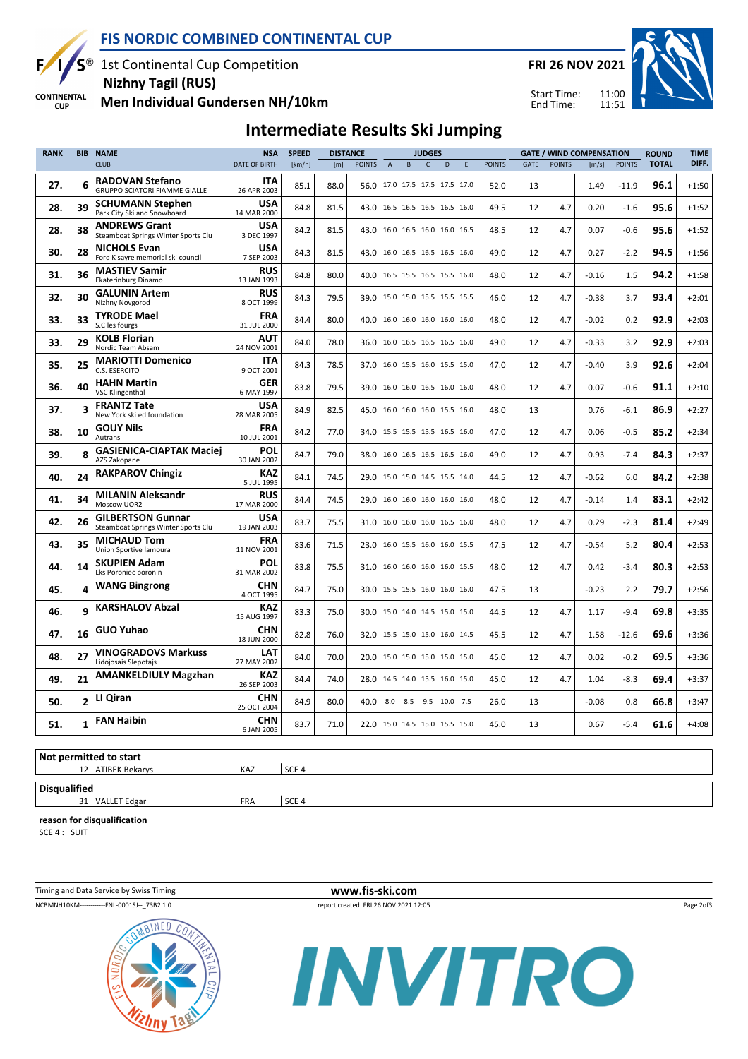# FIS NORDIC COMBINED CONTINENTAL CUP

1st Continental Cup Competition
**Nizhny Tagil (RUS)**
**Men Individual Gundersen NH/10km**

**FRI 26 NOV 2021**

Start Time: 11:00
End Time: 11:51

## Intermediate Results Ski Jumping

| RANK | BIB | NAME / CLUB | NSA / DATE OF BIRTH | SPEED [km/h] | DISTANCE [m] | DISTANCE POINTS | JUDGES A | B | C | D | E | JUDGES POINTS | GATE | GATE POINTS | WIND [m/s] | WIND POINTS | ROUND TOTAL | TIME DIFF. |
|---|---|---|---|---|---|---|---|---|---|---|---|---|---|---|---|---|---|---|
| 27. | 6 | **RADOVAN Stefano** GRUPPO SCIATORI FIAMME GIALLE | **ITA** 26 APR 2003 | 85.1 | 88.0 | 56.0 | 17.0 | 17.5 | 17.5 | 17.5 | 17.0 | 52.0 | 13 | | 1.49 | -11.9 | **96.1** | +1:50 |
| 28. | 39 | **SCHUMANN Stephen** Park City Ski and Snowboard | **USA** 14 MAR 2000 | 84.8 | 81.5 | 43.0 | 16.5 | 16.5 | 16.5 | 16.5 | 16.0 | 49.5 | 12 | 4.7 | 0.20 | -1.6 | **95.6** | +1:52 |
| 28. | 38 | **ANDREWS Grant** Steamboat Springs Winter Sports Clu | **USA** 3 DEC 1997 | 84.2 | 81.5 | 43.0 | 16.0 | 16.5 | 16.0 | 16.0 | 16.5 | 48.5 | 12 | 4.7 | 0.07 | -0.6 | **95.6** | +1:52 |
| 30. | 28 | **NICHOLS Evan** Ford K sayre memorial ski council | **USA** 7 SEP 2003 | 84.3 | 81.5 | 43.0 | 16.0 | 16.5 | 16.5 | 16.5 | 16.0 | 49.0 | 12 | 4.7 | 0.27 | -2.2 | **94.5** | +1:56 |
| 31. | 36 | **MASTIEV Samir** Ekaterinburg Dinamo | **RUS** 13 JAN 1993 | 84.8 | 80.0 | 40.0 | 16.5 | 15.5 | 16.5 | 15.5 | 16.0 | 48.0 | 12 | 4.7 | -0.16 | 1.5 | **94.2** | +1:58 |
| 32. | 30 | **GALUNIN Artem** Nizhny Novgorod | **RUS** 8 OCT 1999 | 84.3 | 79.5 | 39.0 | 15.0 | 15.0 | 15.5 | 15.5 | 15.5 | 46.0 | 12 | 4.7 | -0.38 | 3.7 | **93.4** | +2:01 |
| 33. | 33 | **TYRODE Mael** S.C les fourgs | **FRA** 31 JUL 2000 | 84.4 | 80.0 | 40.0 | 16.0 | 16.0 | 16.0 | 16.0 | 16.0 | 48.0 | 12 | 4.7 | -0.02 | 0.2 | **92.9** | +2:03 |
| 33. | 29 | **KOLB Florian** Nordic Team Absam | **AUT** 24 NOV 2001 | 84.0 | 78.0 | 36.0 | 16.0 | 16.5 | 16.5 | 16.5 | 16.0 | 49.0 | 12 | 4.7 | -0.33 | 3.2 | **92.9** | +2:03 |
| 35. | 25 | **MARIOTTI Domenico** C.S. ESERCITO | **ITA** 9 OCT 2001 | 84.3 | 78.5 | 37.0 | 16.0 | 15.5 | 16.0 | 15.5 | 15.0 | 47.0 | 12 | 4.7 | -0.40 | 3.9 | **92.6** | +2:04 |
| 36. | 40 | **HAHN Martin** VSC Klingenthal | **GER** 6 MAY 1997 | 83.8 | 79.5 | 39.0 | 16.0 | 16.0 | 16.5 | 16.0 | 16.0 | 48.0 | 12 | 4.7 | 0.07 | -0.6 | **91.1** | +2:10 |
| 37. | 3 | **FRANTZ Tate** New York ski ed foundation | **USA** 28 MAR 2005 | 84.9 | 82.5 | 45.0 | 16.0 | 16.0 | 16.0 | 15.5 | 16.0 | 48.0 | 13 | | 0.76 | -6.1 | **86.9** | +2:27 |
| 38. | 10 | **GOUY Nils** Autrans | **FRA** 10 JUL 2001 | 84.2 | 77.0 | 34.0 | 15.5 | 15.5 | 15.5 | 16.5 | 16.0 | 47.0 | 12 | 4.7 | 0.06 | -0.5 | **85.2** | +2:34 |
| 39. | 8 | **GASIENICA-CIAPTAK Maciej** AZS Zakopane | **POL** 30 JAN 2002 | 84.7 | 79.0 | 38.0 | 16.0 | 16.5 | 16.5 | 16.5 | 16.0 | 49.0 | 12 | 4.7 | 0.93 | -7.4 | **84.3** | +2:37 |
| 40. | 24 | **RAKPAROV Chingiz** | **KAZ** 5 JUL 1995 | 84.1 | 74.5 | 29.0 | 15.0 | 15.0 | 14.5 | 15.5 | 14.0 | 44.5 | 12 | 4.7 | -0.62 | 6.0 | **84.2** | +2:38 |
| 41. | 34 | **MILANIN Aleksandr** Moscow UOR2 | **RUS** 17 MAR 2000 | 84.4 | 74.5 | 29.0 | 16.0 | 16.0 | 16.0 | 16.0 | 16.0 | 48.0 | 12 | 4.7 | -0.14 | 1.4 | **83.1** | +2:42 |
| 42. | 26 | **GILBERTSON Gunnar** Steamboat Springs Winter Sports Clu | **USA** 19 JAN 2003 | 83.7 | 75.5 | 31.0 | 16.0 | 16.0 | 16.0 | 16.5 | 16.0 | 48.0 | 12 | 4.7 | 0.29 | -2.3 | **81.4** | +2:49 |
| 43. | 35 | **MICHAUD Tom** Union Sportive lamoura | **FRA** 11 NOV 2001 | 83.6 | 71.5 | 23.0 | 16.0 | 15.5 | 16.0 | 16.0 | 15.5 | 47.5 | 12 | 4.7 | -0.54 | 5.2 | **80.4** | +2:53 |
| 44. | 14 | **SKUPIEN Adam** Lks Poroniec poronin | **POL** 31 MAR 2002 | 83.8 | 75.5 | 31.0 | 16.0 | 16.0 | 16.0 | 16.0 | 15.5 | 48.0 | 12 | 4.7 | 0.42 | -3.4 | **80.3** | +2:53 |
| 45. | 4 | **WANG Bingrong** | **CHN** 4 OCT 1995 | 84.7 | 75.0 | 30.0 | 15.5 | 15.5 | 16.0 | 16.0 | 16.0 | 47.5 | 13 | | -0.23 | 2.2 | **79.7** | +2:56 |
| 46. | 9 | **KARSHALOV Abzal** | **KAZ** 15 AUG 1997 | 83.3 | 75.0 | 30.0 | 15.0 | 14.0 | 14.5 | 15.0 | 15.0 | 44.5 | 12 | 4.7 | 1.17 | -9.4 | **69.8** | +3:35 |
| 47. | 16 | **GUO Yuhao** | **CHN** 18 JUN 2000 | 82.8 | 76.0 | 32.0 | 15.5 | 15.0 | 15.0 | 16.0 | 14.5 | 45.5 | 12 | 4.7 | 1.58 | -12.6 | **69.6** | +3:36 |
| 48. | 27 | **VINOGRADOVS Markuss** Lidojosais Slepotajs | **LAT** 27 MAY 2002 | 84.0 | 70.0 | 20.0 | 15.0 | 15.0 | 15.0 | 15.0 | 15.0 | 45.0 | 12 | 4.7 | 0.02 | -0.2 | **69.5** | +3:36 |
| 49. | 21 | **AMANKELDIULY Magzhan** | **KAZ** 26 SEP 2003 | 84.4 | 74.0 | 28.0 | 14.5 | 14.0 | 15.5 | 16.0 | 15.0 | 45.0 | 12 | 4.7 | 1.04 | -8.3 | **69.4** | +3:37 |
| 50. | 2 | **LI Qiran** | **CHN** 25 OCT 2004 | 84.9 | 80.0 | 40.0 | 8.0 | 8.5 | 9.5 | 10.0 | 7.5 | 26.0 | 13 | | -0.08 | 0.8 | **66.8** | +3:47 |
| 51. | 1 | **FAN Haibin** | **CHN** 6 JAN 2005 | 83.7 | 71.0 | 22.0 | 15.0 | 14.5 | 15.0 | 15.5 | 15.0 | 45.0 | 13 | | 0.67 | -5.4 | **61.6** | +4:08 |

**Not permitted to start**

| BIB | NAME | NSA | REASON |
|---|---|---|---|
| 12 | ATIBEK Bekarys | KAZ | SCE 4 |

**Disqualified**

| BIB | NAME | NSA | REASON |
|---|---|---|---|
| 31 | VALLET Edgar | FRA | SCE 4 |

**reason for disqualification**
SCE 4 : SUIT

Timing and Data Service by Swiss Timing

www.fis-ski.com

NCBMNH10KM------------FNL-0001SJ--_73B2 1.0

report created FRI 26 NOV 2021 12:05

INVITRO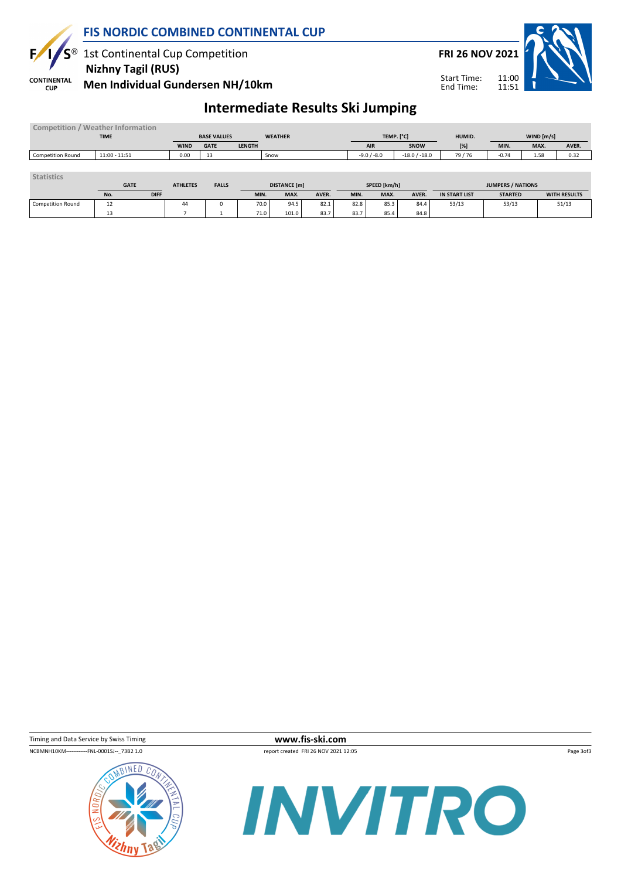# FIS NORDIC COMBINED CONTINENTAL CUP

1st Continental Cup Competition
**Nizhny Tagil (RUS)**
**Men Individual Gundersen NH/10km**

**FRI 26 NOV 2021**

Start Time: 11:00
End Time: 11:51

## Intermediate Results Ski Jumping

**Competition / Weather Information**

| | TIME | BASE VALUES | | | WEATHER | TEMP. [°C] | | HUMID. | WIND [m/s] | | |
|---|---|---|---|---|---|---|---|---|---|---|---|
| | | WIND | GATE | LENGTH | | AIR | SNOW | [%] | MIN. | MAX. | AVER. |
| Competition Round | 11:00 - 11:51 | 0.00 | 13 | | Snow | -9.0 / -8.0 | -18.0 / -18.0 | 79 / 76 | -0.74 | 1.58 | 0.32 |

**Statistics**

| | GATE | | ATHLETES | FALLS | DISTANCE [m] | | | SPEED [km/h] | | | JUMPERS / NATIONS | | |
|---|---|---|---|---|---|---|---|---|---|---|---|---|---|
| | No. | DIFF | | | MIN. | MAX. | AVER. | MIN. | MAX. | AVER. | IN START LIST | STARTED | WITH RESULTS |
| Competition Round | 12 | | 44 | 0 | 70.0 | 94.5 | 82.1 | 82.8 | 85.3 | 84.4 | 53/13 | 53/13 | 51/13 |
| | 13 | | 7 | 1 | 71.0 | 101.0 | 83.7 | 83.7 | 85.4 | 84.8 | | | |

Timing and Data Service by Swiss Timing

www.fis-ski.com

NCBMNH10KM------------FNL-0001SJ--_73B2 1.0

report created FRI 26 NOV 2021 12:05

INVITRO